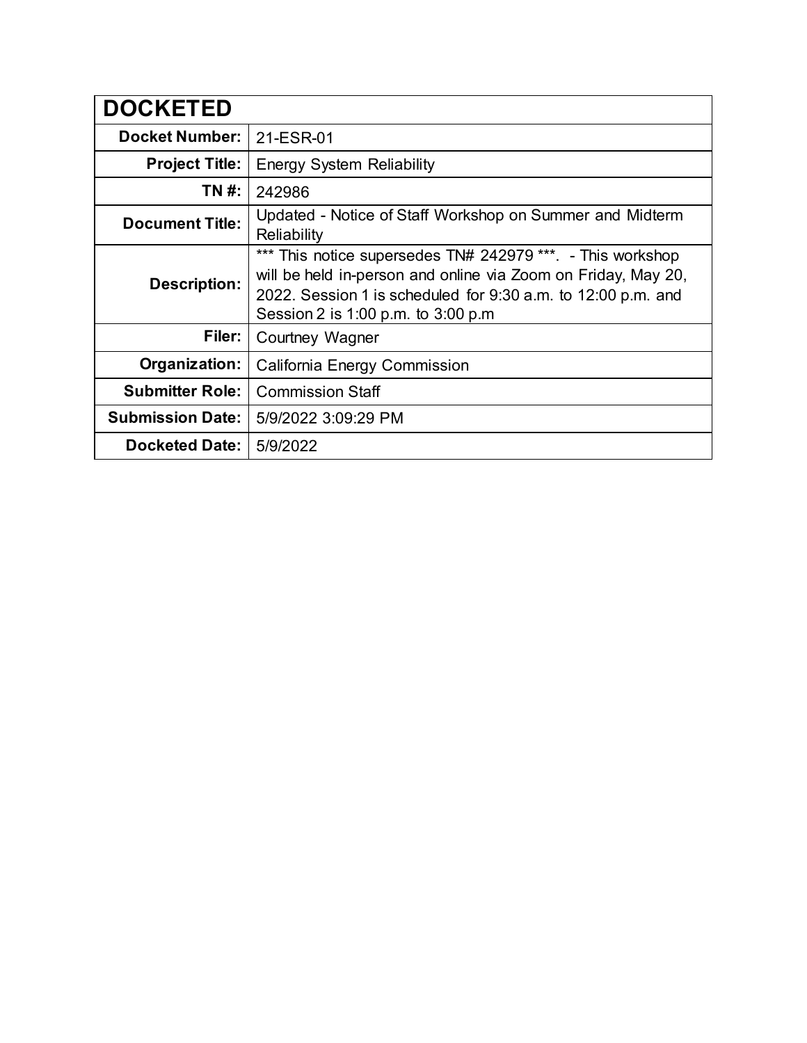| DOCKETED | |
|---|---|
| **Docket Number:** | 21-ESR-01 |
| **Project Title:** | Energy System Reliability |
| **TN #:** | 242986 |
| **Document Title:** | Updated - Notice of Staff Workshop on Summer and Midterm Reliability |
| **Description:** | *** This notice supersedes TN# 242979 ***. - This workshop will be held in-person and online via Zoom on Friday, May 20, 2022. Session 1 is scheduled for 9:30 a.m. to 12:00 p.m. and Session 2 is 1:00 p.m. to 3:00 p.m |
| **Filer:** | Courtney Wagner |
| **Organization:** | California Energy Commission |
| **Submitter Role:** | Commission Staff |
| **Submission Date:** | 5/9/2022 3:09:29 PM |
| **Docketed Date:** | 5/9/2022 |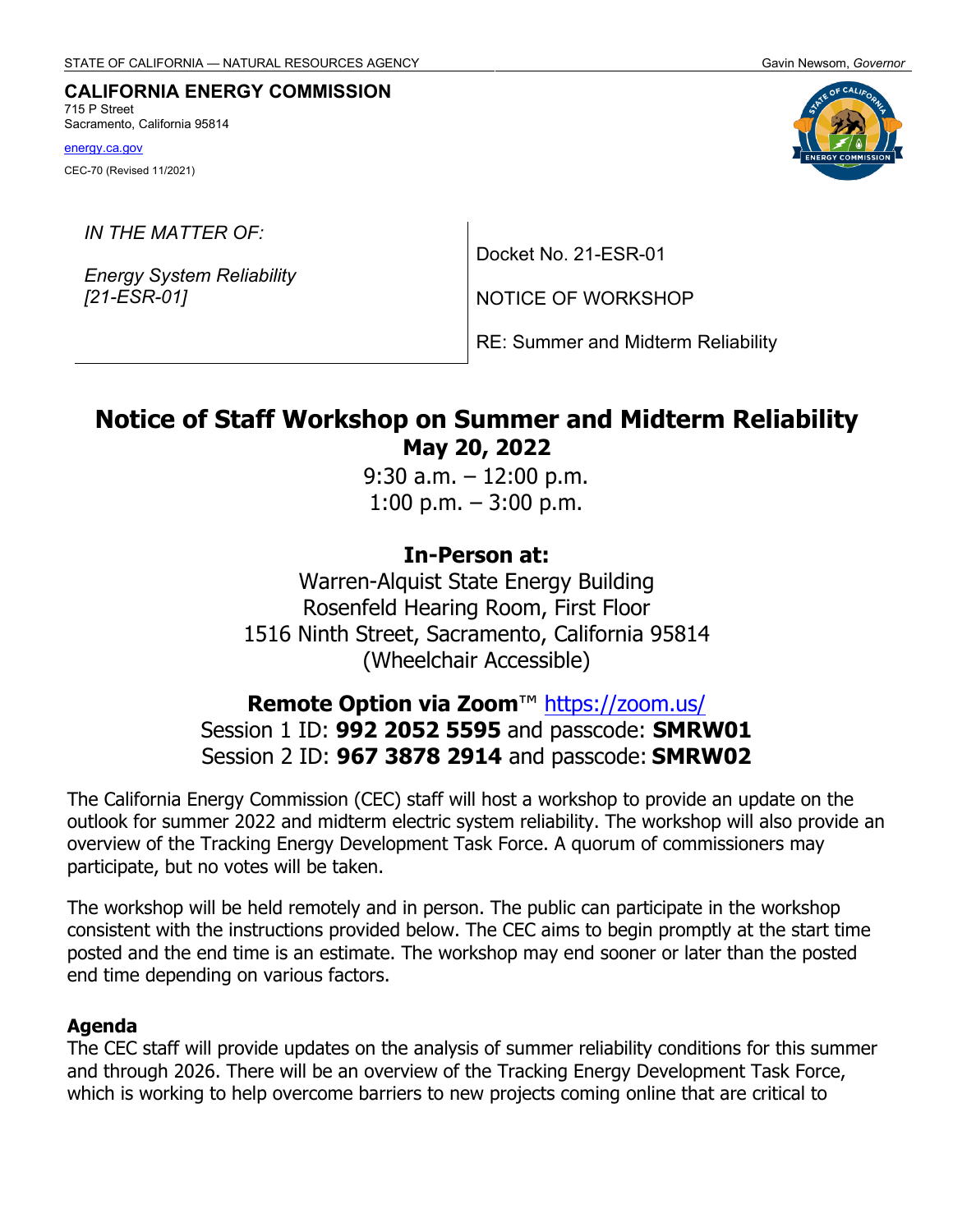STATE OF CALIFORNIA — NATURAL RESOURCES AGENCY Gavin Newsom, *Governor*

**CALIFORNIA ENERGY COMMISSION**
715 P Street
Sacramento, California 95814

energy.ca.gov

CEC-70 (Revised 11/2021)

| *IN THE MATTER OF:* *Energy System Reliability [21-ESR-01]* | Docket No. 21-ESR-01 NOTICE OF WORKSHOP RE: Summer and Midterm Reliability |
|---|---|

# Notice of Staff Workshop on Summer and Midterm Reliability

**May 20, 2022**

9:30 a.m. – 12:00 p.m.
1:00 p.m. – 3:00 p.m.

## In-Person at:

Warren-Alquist State Energy Building
Rosenfeld Hearing Room, First Floor
1516 Ninth Street, Sacramento, California 95814
(Wheelchair Accessible)

## Remote Option via Zoom™ https://zoom.us/

Session 1 ID: **992 2052 5595** and passcode: **SMRW01**
Session 2 ID: **967 3878 2914** and passcode: **SMRW02**

The California Energy Commission (CEC) staff will host a workshop to provide an update on the outlook for summer 2022 and midterm electric system reliability. The workshop will also provide an overview of the Tracking Energy Development Task Force. A quorum of commissioners may participate, but no votes will be taken.

The workshop will be held remotely and in person. The public can participate in the workshop consistent with the instructions provided below. The CEC aims to begin promptly at the start time posted and the end time is an estimate. The workshop may end sooner or later than the posted end time depending on various factors.

### Agenda

The CEC staff will provide updates on the analysis of summer reliability conditions for this summer and through 2026. There will be an overview of the Tracking Energy Development Task Force, which is working to help overcome barriers to new projects coming online that are critical to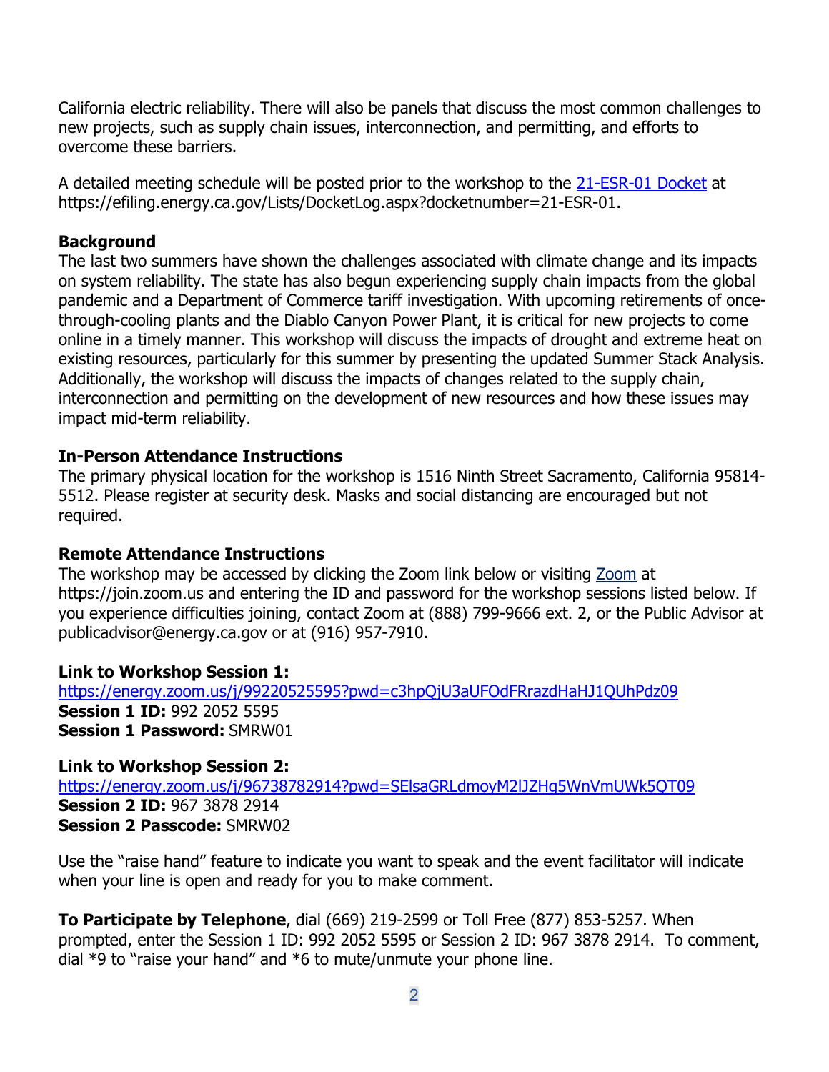California electric reliability. There will also be panels that discuss the most common challenges to new projects, such as supply chain issues, interconnection, and permitting, and efforts to overcome these barriers.

A detailed meeting schedule will be posted prior to the workshop to the [21-ESR-01 Docket](https://efiling.energy.ca.gov/Lists/DocketLog.aspx?docketnumber=21-ESR-01) at https://efiling.energy.ca.gov/Lists/DocketLog.aspx?docketnumber=21-ESR-01.

**Background**

The last two summers have shown the challenges associated with climate change and its impacts on system reliability. The state has also begun experiencing supply chain impacts from the global pandemic and a Department of Commerce tariff investigation. With upcoming retirements of once-through-cooling plants and the Diablo Canyon Power Plant, it is critical for new projects to come online in a timely manner. This workshop will discuss the impacts of drought and extreme heat on existing resources, particularly for this summer by presenting the updated Summer Stack Analysis. Additionally, the workshop will discuss the impacts of changes related to the supply chain, interconnection and permitting on the development of new resources and how these issues may impact mid-term reliability.

**In-Person Attendance Instructions**

The primary physical location for the workshop is 1516 Ninth Street Sacramento, California 95814-5512. Please register at security desk. Masks and social distancing are encouraged but not required.

**Remote Attendance Instructions**

The workshop may be accessed by clicking the Zoom link below or visiting [Zoom](https://join.zoom.us) at https://join.zoom.us and entering the ID and password for the workshop sessions listed below. If you experience difficulties joining, contact Zoom at (888) 799-9666 ext. 2, or the Public Advisor at publicadvisor@energy.ca.gov or at (916) 957-7910.

**Link to Workshop Session 1:**
https://energy.zoom.us/j/99220525595?pwd=c3hpQjU3aUFOdFRrazdHaHJ1QUhPdz09
**Session 1 ID:** 992 2052 5595
**Session 1 Password:** SMRW01

**Link to Workshop Session 2:**
https://energy.zoom.us/j/96738782914?pwd=SElsaGRLdmoyM2lJZHg5WnVmUWk5QT09
**Session 2 ID:** 967 3878 2914
**Session 2 Passcode:** SMRW02

Use the "raise hand" feature to indicate you want to speak and the event facilitator will indicate when your line is open and ready for you to make comment.

**To Participate by Telephone**, dial (669) 219-2599 or Toll Free (877) 853-5257. When prompted, enter the Session 1 ID: 992 2052 5595 or Session 2 ID: 967 3878 2914. To comment, dial *9 to "raise your hand" and *6 to mute/unmute your phone line.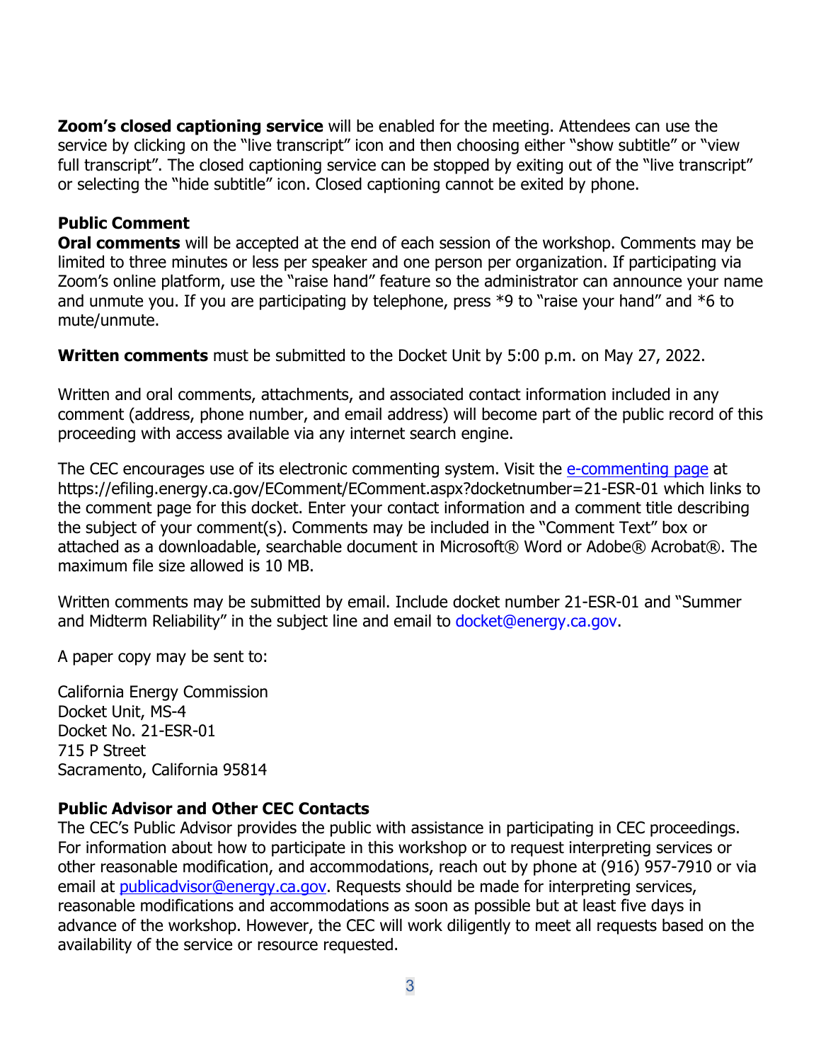**Zoom's closed captioning service** will be enabled for the meeting. Attendees can use the service by clicking on the "live transcript" icon and then choosing either "show subtitle" or "view full transcript". The closed captioning service can be stopped by exiting out of the "live transcript" or selecting the "hide subtitle" icon. Closed captioning cannot be exited by phone.

**Public Comment**

**Oral comments** will be accepted at the end of each session of the workshop. Comments may be limited to three minutes or less per speaker and one person per organization. If participating via Zoom's online platform, use the "raise hand" feature so the administrator can announce your name and unmute you. If you are participating by telephone, press *9 to "raise your hand" and *6 to mute/unmute.

**Written comments** must be submitted to the Docket Unit by 5:00 p.m. on May 27, 2022.

Written and oral comments, attachments, and associated contact information included in any comment (address, phone number, and email address) will become part of the public record of this proceeding with access available via any internet search engine.

The CEC encourages use of its electronic commenting system. Visit the [e-commenting page](https://efiling.energy.ca.gov/EComment/EComment.aspx?docketnumber=21-ESR-01) at https://efiling.energy.ca.gov/EComment/EComment.aspx?docketnumber=21-ESR-01 which links to the comment page for this docket. Enter your contact information and a comment title describing the subject of your comment(s). Comments may be included in the "Comment Text" box or attached as a downloadable, searchable document in Microsoft® Word or Adobe® Acrobat®. The maximum file size allowed is 10 MB.

Written comments may be submitted by email. Include docket number 21-ESR-01 and "Summer and Midterm Reliability" in the subject line and email to docket@energy.ca.gov.

A paper copy may be sent to:

California Energy Commission
Docket Unit, MS-4
Docket No. 21-ESR-01
715 P Street
Sacramento, California 95814

**Public Advisor and Other CEC Contacts**

The CEC's Public Advisor provides the public with assistance in participating in CEC proceedings. For information about how to participate in this workshop or to request interpreting services or other reasonable modification, and accommodations, reach out by phone at (916) 957-7910 or via email at [publicadvisor@energy.ca.gov](mailto:publicadvisor@energy.ca.gov). Requests should be made for interpreting services, reasonable modifications and accommodations as soon as possible but at least five days in advance of the workshop. However, the CEC will work diligently to meet all requests based on the availability of the service or resource requested.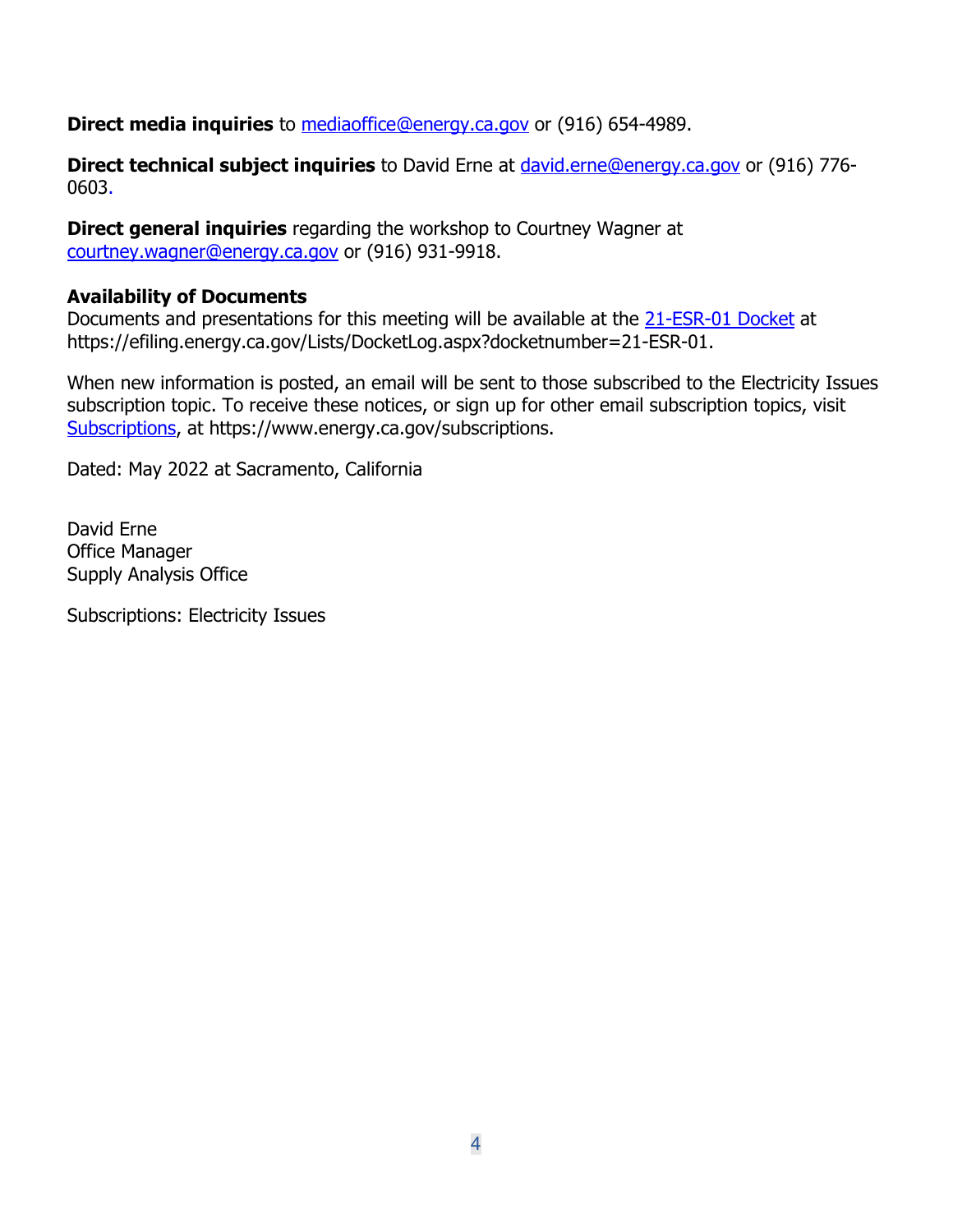**Direct media inquiries** to mediaoffice@energy.ca.gov or (916) 654-4989.

**Direct technical subject inquiries** to David Erne at david.erne@energy.ca.gov or (916) 776-0603.

**Direct general inquiries** regarding the workshop to Courtney Wagner at courtney.wagner@energy.ca.gov or (916) 931-9918.

**Availability of Documents**
Documents and presentations for this meeting will be available at the 21-ESR-01 Docket at https://efiling.energy.ca.gov/Lists/DocketLog.aspx?docketnumber=21-ESR-01.

When new information is posted, an email will be sent to those subscribed to the Electricity Issues subscription topic. To receive these notices, or sign up for other email subscription topics, visit Subscriptions, at https://www.energy.ca.gov/subscriptions.

Dated: May 2022 at Sacramento, California

David Erne
Office Manager
Supply Analysis Office

Subscriptions: Electricity Issues